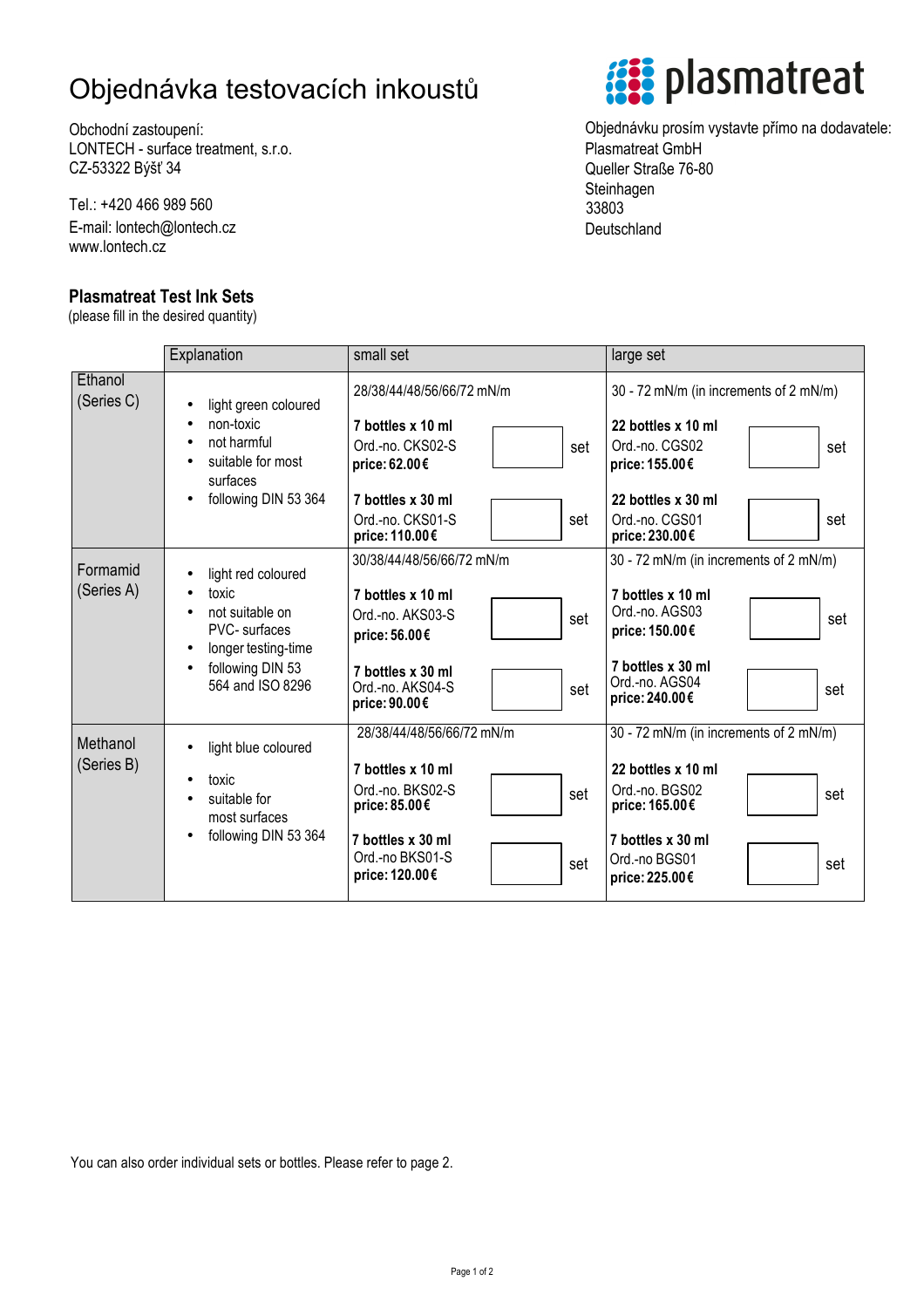# Objednávka testovacích inkoustů

Obchodní zastoupení:
LONTECH - surface treatment, s.r.o.
CZ-53322 Býšť 34

Tel.: +420 466 989 560
E-mail: lontech@lontech.cz
www.lontech.cz

plasmatreat

Objednávku prosím vystavte přímo na dodavatele:
Plasmatreat GmbH
Queller Straße 76-80
Steinhagen
33803
Deutschland

## Plasmatreat Test Ink Sets

(please fill in the desired quantity)

| | Explanation | small set | | large set | |
|---|---|---|---|---|---|
| Ethanol (Series C) | • light green coloured<br>• non-toxic<br>• not harmful<br>• suitable for most surfaces<br>• following DIN 53 364 | 28/38/44/48/56/66/72 mN/m<br><br>**7 bottles x 10 ml**<br>Ord.-no. CKS02-S<br>**price: 62.00€** | set | 30 - 72 mN/m (in increments of 2 mN/m)<br><br>**22 bottles x 10 ml**<br>Ord.-no. CGS02<br>**price: 155.00€** | set |
| | | **7 bottles x 30 ml**<br>Ord.-no. CKS01-S<br>**price: 110.00€** | set | **22 bottles x 30 ml**<br>Ord.-no. CGS01<br>**price: 230.00€** | set |
| Formamid (Series A) | • light red coloured<br>• toxic<br>• not suitable on PVC- surfaces<br>• longer testing-time<br>• following DIN 53 564 and ISO 8296 | 30/38/44/48/56/66/72 mN/m<br><br>**7 bottles x 10 ml**<br>Ord.-no. AKS03-S<br>**price: 56.00€** | set | 30 - 72 mN/m (in increments of 2 mN/m)<br><br>**7 bottles x 10 ml**<br>Ord.-no. AGS03<br>**price: 150.00€** | set |
| | | **7 bottles x 30 ml**<br>Ord.-no. AKS04-S<br>**price: 90.00€** | set | **7 bottles x 30 ml**<br>Ord.-no. AGS04<br>**price: 240.00€** | set |
| Methanol (Series B) | • light blue coloured<br>• toxic<br>• suitable for most surfaces<br>• following DIN 53 364 | 28/38/44/48/56/66/72 mN/m<br><br>**7 bottles x 10 ml**<br>Ord.-no. BKS02-S<br>**price: 85.00€** | set | 30 - 72 mN/m (in increments of 2 mN/m)<br><br>**22 bottles x 10 ml**<br>Ord.-no. BGS02<br>**price: 165.00€** | set |
| | | **7 bottles x 30 ml**<br>Ord.-no BKS01-S<br>**price: 120.00€** | set | **7 bottles x 30 ml**<br>Ord.-no BGS01<br>**price: 225.00€** | set |

You can also order individual sets or bottles. Please refer to page 2.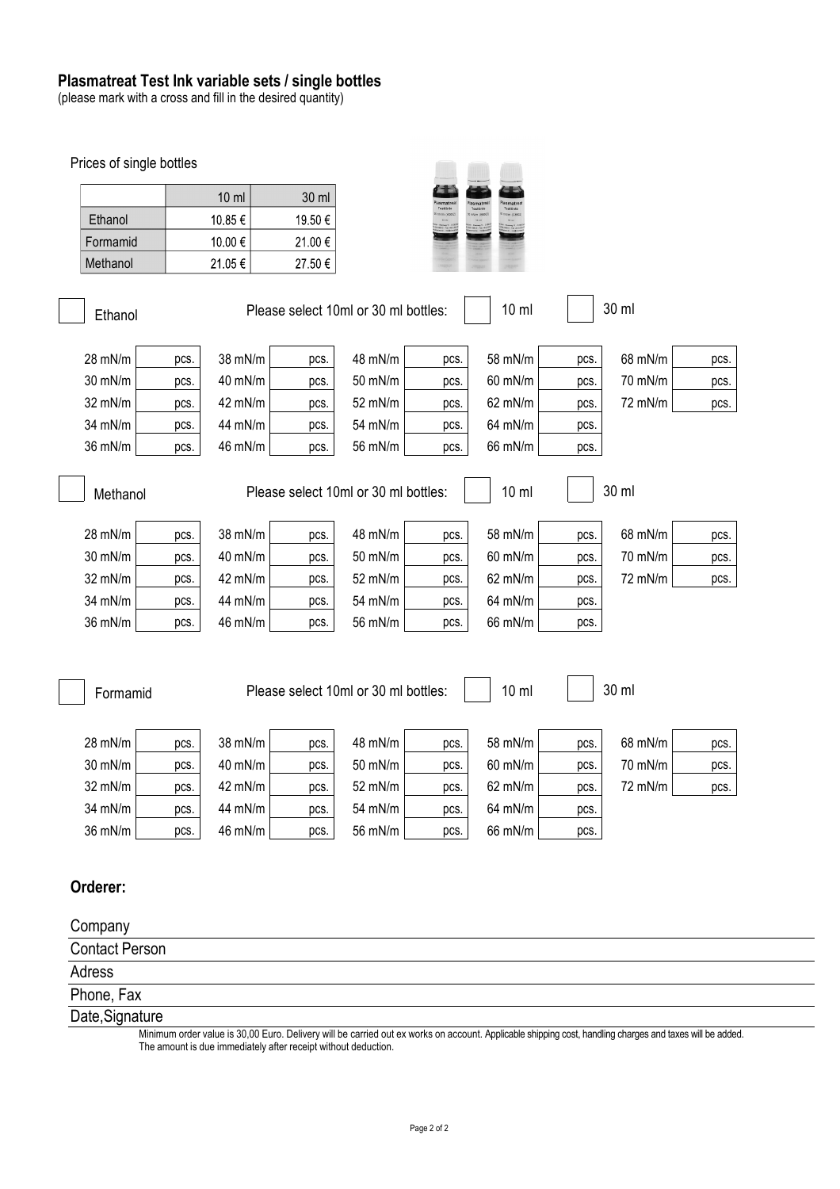## Plasmatreat Test Ink variable sets / single bottles

(please mark with a cross and fill in the desired quantity)

Prices of single bottles

| | 10 ml | 30 ml |
|---|---|---|
| Ethanol | 10.85 € | 19.50 € |
| Formamid | 10.00 € | 21.00 € |
| Methanol | 21.05 € | 27.50 € |

☐ Ethanol — Please select 10ml or 30 ml bottles: ☐ 10 ml ☐ 30 ml

| | | | | | | | | | |
|---|---|---|---|---|---|---|---|---|---|
| 28 mN/m | pcs. | 38 mN/m | pcs. | 48 mN/m | pcs. | 58 mN/m | pcs. | 68 mN/m | pcs. |
| 30 mN/m | pcs. | 40 mN/m | pcs. | 50 mN/m | pcs. | 60 mN/m | pcs. | 70 mN/m | pcs. |
| 32 mN/m | pcs. | 42 mN/m | pcs. | 52 mN/m | pcs. | 62 mN/m | pcs. | 72 mN/m | pcs. |
| 34 mN/m | pcs. | 44 mN/m | pcs. | 54 mN/m | pcs. | 64 mN/m | pcs. | | |
| 36 mN/m | pcs. | 46 mN/m | pcs. | 56 mN/m | pcs. | 66 mN/m | pcs. | | |

☐ Methanol — Please select 10ml or 30 ml bottles: ☐ 10 ml ☐ 30 ml

| | | | | | | | | | |
|---|---|---|---|---|---|---|---|---|---|
| 28 mN/m | pcs. | 38 mN/m | pcs. | 48 mN/m | pcs. | 58 mN/m | pcs. | 68 mN/m | pcs. |
| 30 mN/m | pcs. | 40 mN/m | pcs. | 50 mN/m | pcs. | 60 mN/m | pcs. | 70 mN/m | pcs. |
| 32 mN/m | pcs. | 42 mN/m | pcs. | 52 mN/m | pcs. | 62 mN/m | pcs. | 72 mN/m | pcs. |
| 34 mN/m | pcs. | 44 mN/m | pcs. | 54 mN/m | pcs. | 64 mN/m | pcs. | | |
| 36 mN/m | pcs. | 46 mN/m | pcs. | 56 mN/m | pcs. | 66 mN/m | pcs. | | |

☐ Formamid — Please select 10ml or 30 ml bottles: ☐ 10 ml ☐ 30 ml

| | | | | | | | | | |
|---|---|---|---|---|---|---|---|---|---|
| 28 mN/m | pcs. | 38 mN/m | pcs. | 48 mN/m | pcs. | 58 mN/m | pcs. | 68 mN/m | pcs. |
| 30 mN/m | pcs. | 40 mN/m | pcs. | 50 mN/m | pcs. | 60 mN/m | pcs. | 70 mN/m | pcs. |
| 32 mN/m | pcs. | 42 mN/m | pcs. | 52 mN/m | pcs. | 62 mN/m | pcs. | 72 mN/m | pcs. |
| 34 mN/m | pcs. | 44 mN/m | pcs. | 54 mN/m | pcs. | 64 mN/m | pcs. | | |
| 36 mN/m | pcs. | 46 mN/m | pcs. | 56 mN/m | pcs. | 66 mN/m | pcs. | | |

### Orderer:

Company

Contact Person

Adress

Phone, Fax

Date,Signature

Minimum order value is 30,00 Euro. Delivery will be carried out ex works on account. Applicable shipping cost, handling charges and taxes will be added. The amount is due immediately after receipt without deduction.